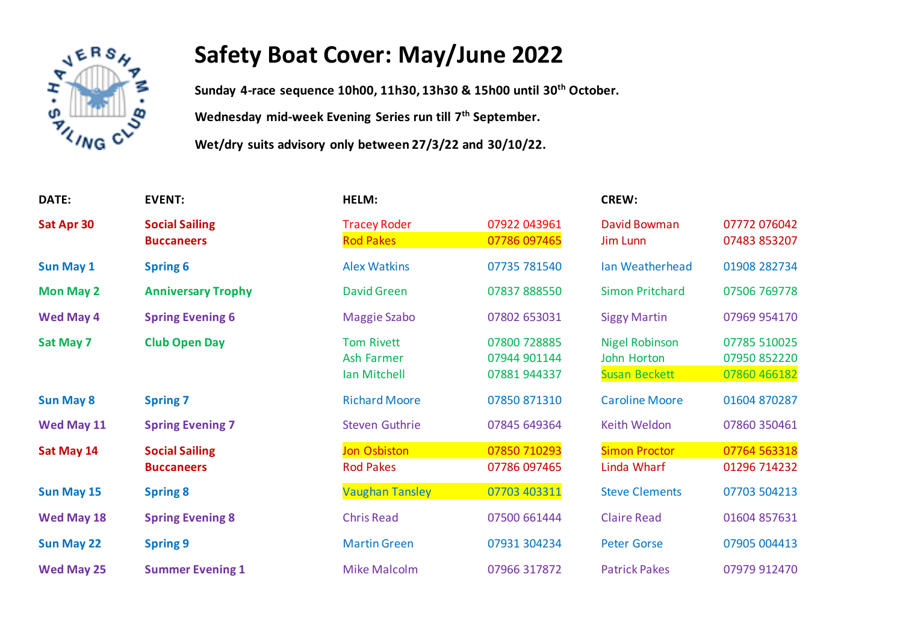# Safety Boat Cover: May/June 2022

**Sunday 4-race sequence 10h00, 11h30, 13h30 & 15h00 until 30th October.**

**Wednesday mid-week Evening Series run till 7th September.**

**Wet/dry suits advisory only between 27/3/22 and 30/10/22.**

| DATE: | EVENT: | HELM: | | CREW: | |
|---|---|---|---|---|---|
| **Sat Apr 30** | **Social Sailing** | Tracey Roder | 07922 043961 | David Bowman | 07772 076042 |
| | **Buccaneers** | Rod Pakes | 07786 097465 | Jim Lunn | 07483 853207 |
| **Sun May 1** | **Spring 6** | Alex Watkins | 07735 781540 | Ian Weatherhead | 01908 282734 |
| **Mon May 2** | **Anniversary Trophy** | David Green | 07837 888550 | Simon Pritchard | 07506 769778 |
| **Wed May 4** | **Spring Evening 6** | Maggie Szabo | 07802 653031 | Siggy Martin | 07969 954170 |
| **Sat May 7** | **Club Open Day** | Tom Rivett | 07800 728885 | Nigel Robinson | 07785 510025 |
| | | Ash Farmer | 07944 901144 | John Horton | 07950 852220 |
| | | Ian Mitchell | 07881 944337 | Susan Beckett | 07860 466182 |
| **Sun May 8** | **Spring 7** | Richard Moore | 07850 871310 | Caroline Moore | 01604 870287 |
| **Wed May 11** | **Spring Evening 7** | Steven Guthrie | 07845 649364 | Keith Weldon | 07860 350461 |
| **Sat May 14** | **Social Sailing** | Jon Osbiston | 07850 710293 | Simon Proctor | 07764 563318 |
| | **Buccaneers** | Rod Pakes | 07786 097465 | Linda Wharf | 01296 714232 |
| **Sun May 15** | **Spring 8** | Vaughan Tansley | 07703 403311 | Steve Clements | 07703 504213 |
| **Wed May 18** | **Spring Evening 8** | Chris Read | 07500 661444 | Claire Read | 01604 857631 |
| **Sun May 22** | **Spring 9** | Martin Green | 07931 304234 | Peter Gorse | 07905 004413 |
| **Wed May 25** | **Summer Evening 1** | Mike Malcolm | 07966 317872 | Patrick Pakes | 07979 912470 |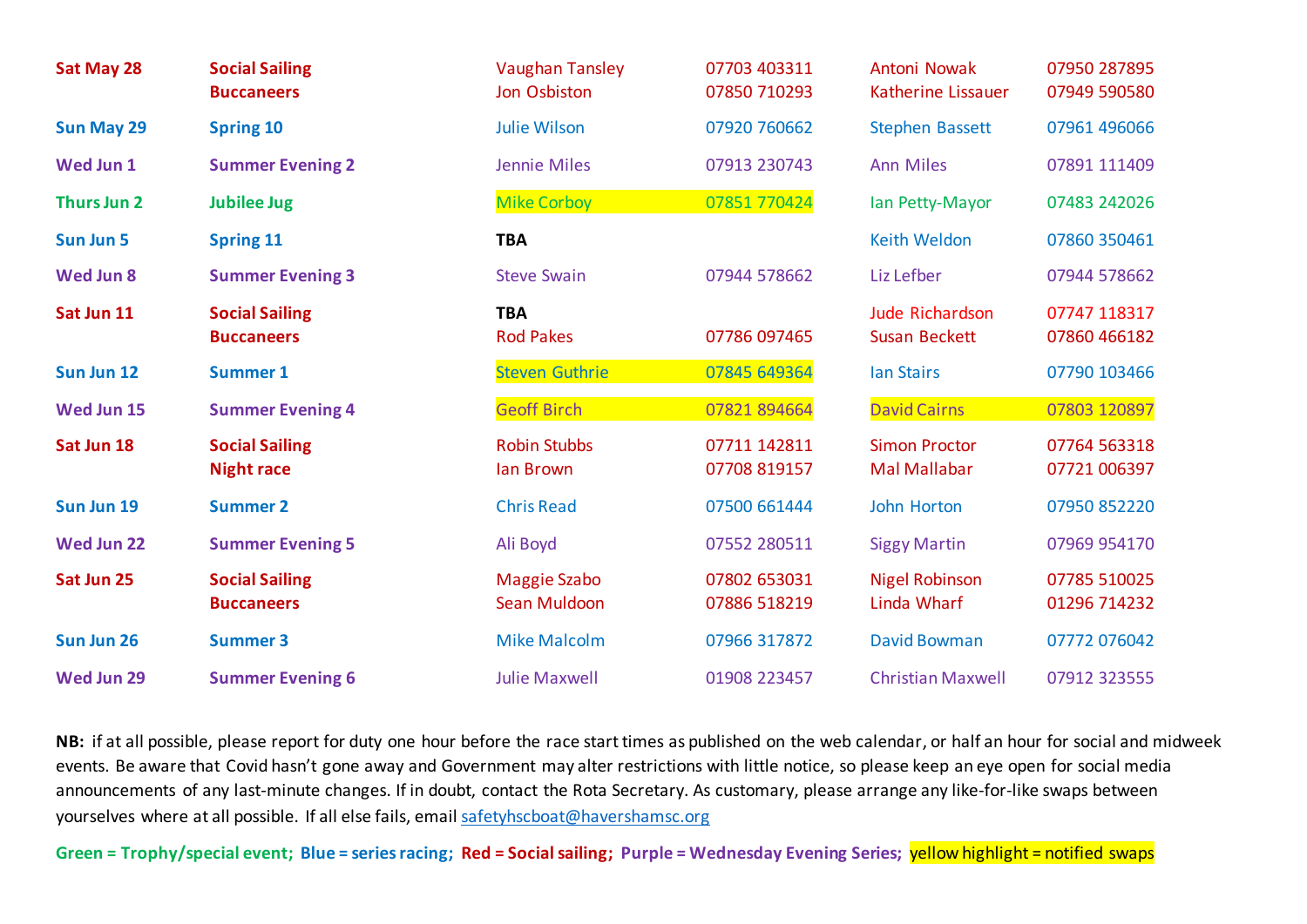| | | | | | |
|---|---|---|---|---|---|
| **Sat May 28** | **Social Sailing** | Vaughan Tansley | 07703 403311 | Antoni Nowak | 07950 287895 |
| | **Buccaneers** | Jon Osbiston | 07850 710293 | Katherine Lissauer | 07949 590580 |
| **Sun May 29** | **Spring 10** | Julie Wilson | 07920 760662 | Stephen Bassett | 07961 496066 |
| **Wed Jun 1** | **Summer Evening 2** | Jennie Miles | 07913 230743 | Ann Miles | 07891 111409 |
| **Thurs Jun 2** | **Jubilee Jug** | Mike Corboy | 07851 770424 | Ian Petty-Mayor | 07483 242026 |
| **Sun Jun 5** | **Spring 11** | **TBA** | | Keith Weldon | 07860 350461 |
| **Wed Jun 8** | **Summer Evening 3** | Steve Swain | 07944 578662 | Liz Lefber | 07944 578662 |
| **Sat Jun 11** | **Social Sailing** | **TBA** | | Jude Richardson | 07747 118317 |
| | **Buccaneers** | Rod Pakes | 07786 097465 | Susan Beckett | 07860 466182 |
| **Sun Jun 12** | **Summer 1** | Steven Guthrie | 07845 649364 | Ian Stairs | 07790 103466 |
| **Wed Jun 15** | **Summer Evening 4** | Geoff Birch | 07821 894664 | David Cairns | 07803 120897 |
| **Sat Jun 18** | **Social Sailing** | Robin Stubbs | 07711 142811 | Simon Proctor | 07764 563318 |
| | **Night race** | Ian Brown | 07708 819157 | Mal Mallabar | 07721 006397 |
| **Sun Jun 19** | **Summer 2** | Chris Read | 07500 661444 | John Horton | 07950 852220 |
| **Wed Jun 22** | **Summer Evening 5** | Ali Boyd | 07552 280511 | Siggy Martin | 07969 954170 |
| **Sat Jun 25** | **Social Sailing** | Maggie Szabo | 07802 653031 | Nigel Robinson | 07785 510025 |
| | **Buccaneers** | Sean Muldoon | 07886 518219 | Linda Wharf | 01296 714232 |
| **Sun Jun 26** | **Summer 3** | Mike Malcolm | 07966 317872 | David Bowman | 07772 076042 |
| **Wed Jun 29** | **Summer Evening 6** | Julie Maxwell | 01908 223457 | Christian Maxwell | 07912 323555 |

**NB:** if at all possible, please report for duty one hour before the race start times as published on the web calendar, or half an hour for social and midweek events. Be aware that Covid hasn't gone away and Government may alter restrictions with little notice, so please keep an eye open for social media announcements of any last-minute changes. If in doubt, contact the Rota Secretary. As customary, please arrange any like-for-like swaps between yourselves where at all possible. If all else fails, email safetyhscboat@havershamsc.org

**Green = Trophy/special event; Blue = series racing; Red = Social sailing; Purple = Wednesday Evening Series;** yellow highlight = notified swaps